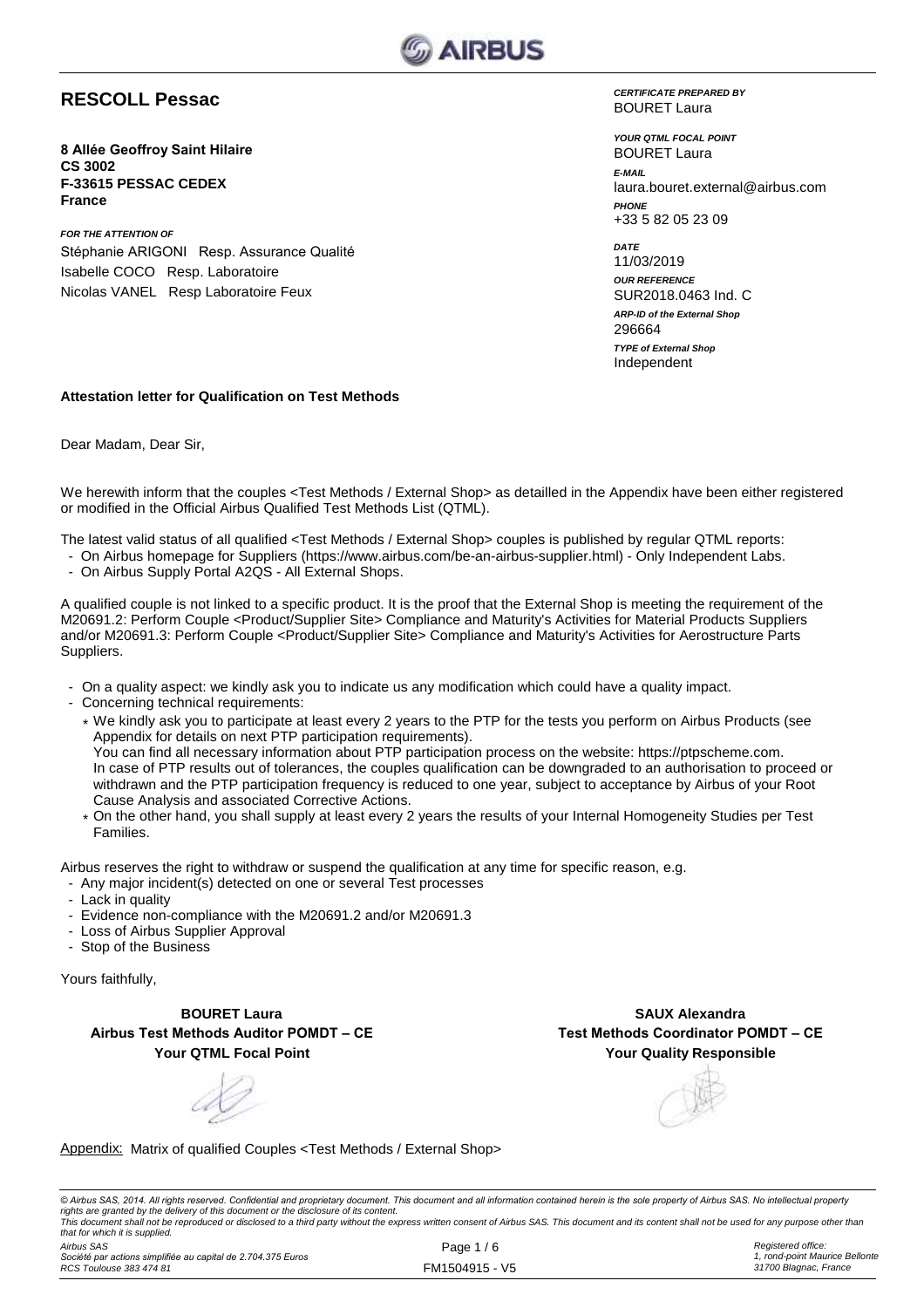# RESCOLL Pessac

**8 Allée Geoffroy Saint Hilaire**
**CS 3002**
**F-33615 PESSAC CEDEX**
**France**

*FOR THE ATTENTION OF*
Stéphanie ARIGONI Resp. Assurance Qualité
Isabelle COCO Resp. Laboratoire
Nicolas VANEL Resp Laboratoire Feux

*CERTIFICATE PREPARED BY*
BOURET Laura

*YOUR QTML FOCAL POINT*
BOURET Laura

*E-MAIL*
laura.bouret.external@airbus.com

*PHONE*
+33 5 82 05 23 09

*DATE*
11/03/2019

*OUR REFERENCE*
SUR2018.0463 Ind. C

*ARP-ID of the External Shop*
296664

*TYPE of External Shop*
Independent

**Attestation letter for Qualification on Test Methods**

Dear Madam, Dear Sir,

We herewith inform that the couples <Test Methods / External Shop> as detailled in the Appendix have been either registered or modified in the Official Airbus Qualified Test Methods List (QTML).

The latest valid status of all qualified <Test Methods / External Shop> couples is published by regular QTML reports:

- On Airbus homepage for Suppliers (https://www.airbus.com/be-an-airbus-supplier.html) - Only Independent Labs.
- On Airbus Supply Portal A2QS - All External Shops.

A qualified couple is not linked to a specific product. It is the proof that the External Shop is meeting the requirement of the M20691.2: Perform Couple <Product/Supplier Site> Compliance and Maturity's Activities for Material Products Suppliers and/or M20691.3: Perform Couple <Product/Supplier Site> Compliance and Maturity's Activities for Aerostructure Parts Suppliers.

- On a quality aspect: we kindly ask you to indicate us any modification which could have a quality impact.
- Concerning technical requirements:
  - We kindly ask you to participate at least every 2 years to the PTP for the tests you perform on Airbus Products (see Appendix for details on next PTP participation requirements).
    You can find all necessary information about PTP participation process on the website: https://ptpscheme.com.
    In case of PTP results out of tolerances, the couples qualification can be downgraded to an authorisation to proceed or withdrawn and the PTP participation frequency is reduced to one year, subject to acceptance by Airbus of your Root Cause Analysis and associated Corrective Actions.
  - On the other hand, you shall supply at least every 2 years the results of your Internal Homogeneity Studies per Test Families.

Airbus reserves the right to withdraw or suspend the qualification at any time for specific reason, e.g.

- Any major incident(s) detected on one or several Test processes
- Lack in quality
- Evidence non-compliance with the M20691.2 and/or M20691.3
- Loss of Airbus Supplier Approval
- Stop of the Business

Yours faithfully,

**BOURET Laura**
**Airbus Test Methods Auditor POMDT – CE**
**Your QTML Focal Point**

**SAUX Alexandra**
**Test Methods Coordinator POMDT – CE**
**Your Quality Responsible**

Appendix: Matrix of qualified Couples <Test Methods / External Shop>

*© Airbus SAS, 2014. All rights reserved. Confidential and proprietary document. This document and all information contained herein is the sole property of Airbus SAS. No intellectual property rights are granted by the delivery of this document or the disclosure of its content.*
*This document shall not be reproduced or disclosed to a third party without the express written consent of Airbus SAS. This document and its content shall not be used for any purpose other than that for which it is supplied.*

*Airbus SAS*
*Société par actions simplifiée au capital de 2.704.375 Euros*
*RCS Toulouse 383 474 81*

FM1504915 - V5

*Registered office:*
*1, rond-point Maurice Bellonte*
*31700 Blagnac, France*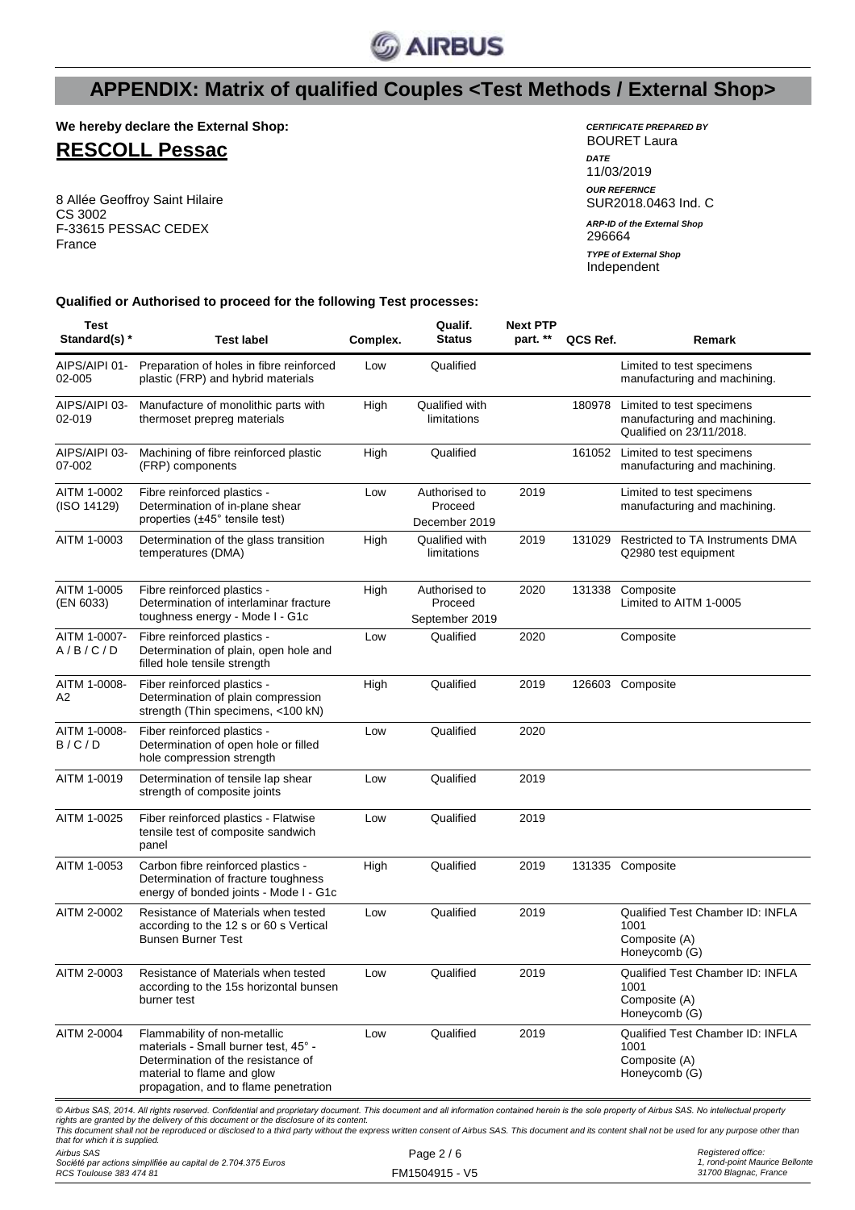# APPENDIX: Matrix of qualified Couples <Test Methods / External Shop>

**We hereby declare the External Shop:**

## RESCOLL Pessac

8 Allée Geoffroy Saint Hilaire
CS 3002
F-33615 PESSAC CEDEX
France

*CERTIFICATE PREPARED BY*
BOURET Laura

*DATE*
11/03/2019

*OUR REFERNCE*
SUR2018.0463 Ind. C

*ARP-ID of the External Shop*
296664

*TYPE of External Shop*
Independent

**Qualified or Authorised to proceed for the following Test processes:**

| Test Standard(s) * | Test label | Complex. | Qualif. Status | Next PTP part. ** | QCS Ref. | Remark |
|---|---|---|---|---|---|---|
| AIPS/AIPI 01-02-005 | Preparation of holes in fibre reinforced plastic (FRP) and hybrid materials | Low | Qualified | | | Limited to test specimens manufacturing and machining. |
| AIPS/AIPI 03-02-019 | Manufacture of monolithic parts with thermoset prepreg materials | High | Qualified with limitations | | 180978 | Limited to test specimens manufacturing and machining. Qualified on 23/11/2018. |
| AIPS/AIPI 03-07-002 | Machining of fibre reinforced plastic (FRP) components | High | Qualified | | 161052 | Limited to test specimens manufacturing and machining. |
| AITM 1-0002 (ISO 14129) | Fibre reinforced plastics - Determination of in-plane shear properties (±45° tensile test) | Low | Authorised to Proceed December 2019 | 2019 | | Limited to test specimens manufacturing and machining. |
| AITM 1-0003 | Determination of the glass transition temperatures (DMA) | High | Qualified with limitations | 2019 | 131029 | Restricted to TA Instruments DMA Q2980 test equipment |
| AITM 1-0005 (EN 6033) | Fibre reinforced plastics - Determination of interlaminar fracture toughness energy - Mode I - G1c | High | Authorised to Proceed September 2019 | 2020 | 131338 | Composite Limited to AITM 1-0005 |
| AITM 1-0007-A / B / C / D | Fibre reinforced plastics - Determination of plain, open hole and filled hole tensile strength | Low | Qualified | 2020 | | Composite |
| AITM 1-0008-A2 | Fiber reinforced plastics - Determination of plain compression strength (Thin specimens, <100 kN) | High | Qualified | 2019 | 126603 | Composite |
| AITM 1-0008-B / C / D | Fiber reinforced plastics - Determination of open hole or filled hole compression strength | Low | Qualified | 2020 | | |
| AITM 1-0019 | Determination of tensile lap shear strength of composite joints | Low | Qualified | 2019 | | |
| AITM 1-0025 | Fiber reinforced plastics - Flatwise tensile test of composite sandwich panel | Low | Qualified | 2019 | | |
| AITM 1-0053 | Carbon fibre reinforced plastics - Determination of fracture toughness energy of bonded joints - Mode I - G1c | High | Qualified | 2019 | 131335 | Composite |
| AITM 2-0002 | Resistance of Materials when tested according to the 12 s or 60 s Vertical Bunsen Burner Test | Low | Qualified | 2019 | | Qualified Test Chamber ID: INFLA 1001 Composite (A) Honeycomb (G) |
| AITM 2-0003 | Resistance of Materials when tested according to the 15s horizontal bunsen burner test | Low | Qualified | 2019 | | Qualified Test Chamber ID: INFLA 1001 Composite (A) Honeycomb (G) |
| AITM 2-0004 | Flammability of non-metallic materials - Small burner test, 45° - Determination of the resistance of material to flame and glow propagation, and to flame penetration | Low | Qualified | 2019 | | Qualified Test Chamber ID: INFLA 1001 Composite (A) Honeycomb (G) |

*© Airbus SAS, 2014. All rights reserved. Confidential and proprietary document. This document and all information contained herein is the sole property of Airbus SAS. No intellectual property rights are granted by the delivery of this document or the disclosure of its content.*
*This document shall not be reproduced or disclosed to a third party without the express written consent of Airbus SAS. This document and its content shall not be used for any purpose other than that for which it is supplied.*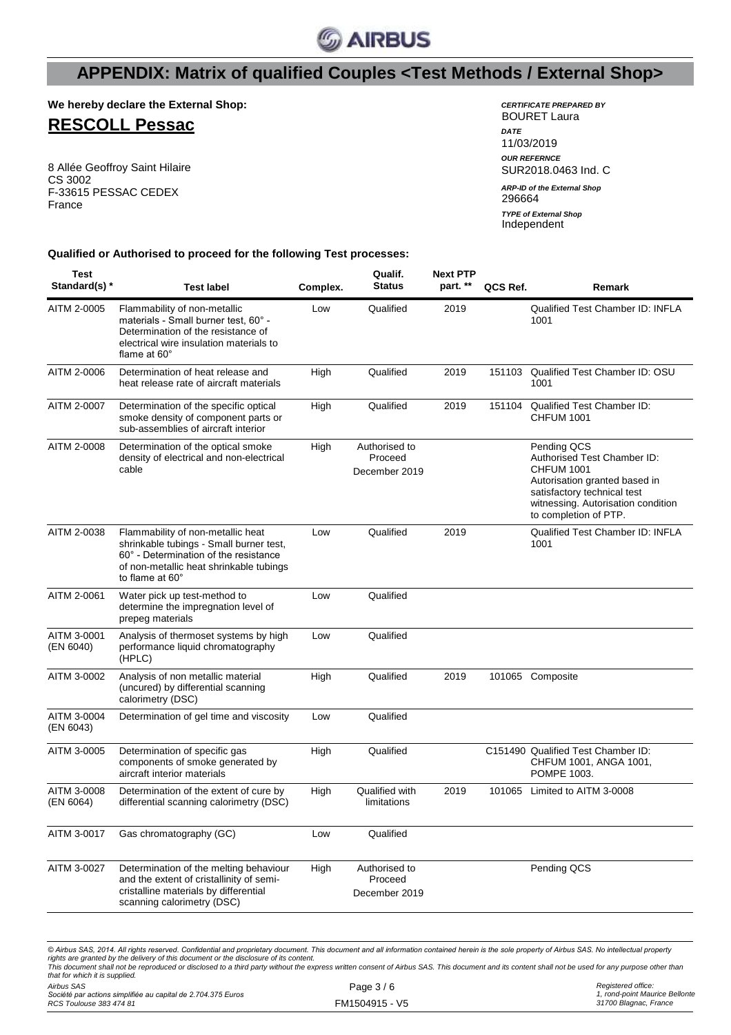# APPENDIX: Matrix of qualified Couples <Test Methods / External Shop>

**We hereby declare the External Shop:**

## RESCOLL Pessac

8 Allée Geoffroy Saint Hilaire
CS 3002
F-33615 PESSAC CEDEX
France

*CERTIFICATE PREPARED BY*
BOURET Laura

*DATE*
11/03/2019

*OUR REFERNCE*
SUR2018.0463 Ind. C

*ARP-ID of the External Shop*
296664

*TYPE of External Shop*
Independent

**Qualified or Authorised to proceed for the following Test processes:**

| Test Standard(s) * | Test label | Complex. | Qualif. Status | Next PTP part. ** | QCS Ref. | Remark |
|---|---|---|---|---|---|---|
| AITM 2-0005 | Flammability of non-metallic materials - Small burner test, 60° - Determination of the resistance of electrical wire insulation materials to flame at 60° | Low | Qualified | 2019 | | Qualified Test Chamber ID: INFLA 1001 |
| AITM 2-0006 | Determination of heat release and heat release rate of aircraft materials | High | Qualified | 2019 | 151103 | Qualified Test Chamber ID: OSU 1001 |
| AITM 2-0007 | Determination of the specific optical smoke density of component parts or sub-assemblies of aircraft interior | High | Qualified | 2019 | 151104 | Qualified Test Chamber ID: CHFUM 1001 |
| AITM 2-0008 | Determination of the optical smoke density of electrical and non-electrical cable | High | Authorised to Proceed December 2019 | | | Pending QCS Authorised Test Chamber ID: CHFUM 1001 Autorisation granted based in satisfactory technical test witnessing. Autorisation condition to completion of PTP. |
| AITM 2-0038 | Flammability of non-metallic heat shrinkable tubings - Small burner test, 60° - Determination of the resistance of non-metallic heat shrinkable tubings to flame at 60° | Low | Qualified | 2019 | | Qualified Test Chamber ID: INFLA 1001 |
| AITM 2-0061 | Water pick up test-method to determine the impregnation level of prepeg materials | Low | Qualified | | | |
| AITM 3-0001 (EN 6040) | Analysis of thermoset systems by high performance liquid chromatography (HPLC) | Low | Qualified | | | |
| AITM 3-0002 | Analysis of non metallic material (uncured) by differential scanning calorimetry (DSC) | High | Qualified | 2019 | 101065 | Composite |
| AITM 3-0004 (EN 6043) | Determination of gel time and viscosity | Low | Qualified | | | |
| AITM 3-0005 | Determination of specific gas components of smoke generated by aircraft interior materials | High | Qualified | | C151490 | Qualified Test Chamber ID: CHFUM 1001, ANGA 1001, POMPE 1003. |
| AITM 3-0008 (EN 6064) | Determination of the extent of cure by differential scanning calorimetry (DSC) | High | Qualified with limitations | 2019 | 101065 | Limited to AITM 3-0008 |
| AITM 3-0017 | Gas chromatography (GC) | Low | Qualified | | | |
| AITM 3-0027 | Determination of the melting behaviour and the extent of cristallinity of semi-cristalline materials by differential scanning calorimetry (DSC) | High | Authorised to Proceed December 2019 | | | Pending QCS |

*© Airbus SAS, 2014. All rights reserved. Confidential and proprietary document. This document and all information contained herein is the sole property of Airbus SAS. No intellectual property rights are granted by the delivery of this document or the disclosure of its content.*
*This document shall not be reproduced or disclosed to a third party without the express written consent of Airbus SAS. This document and its content shall not be used for any purpose other than that for which it is supplied.*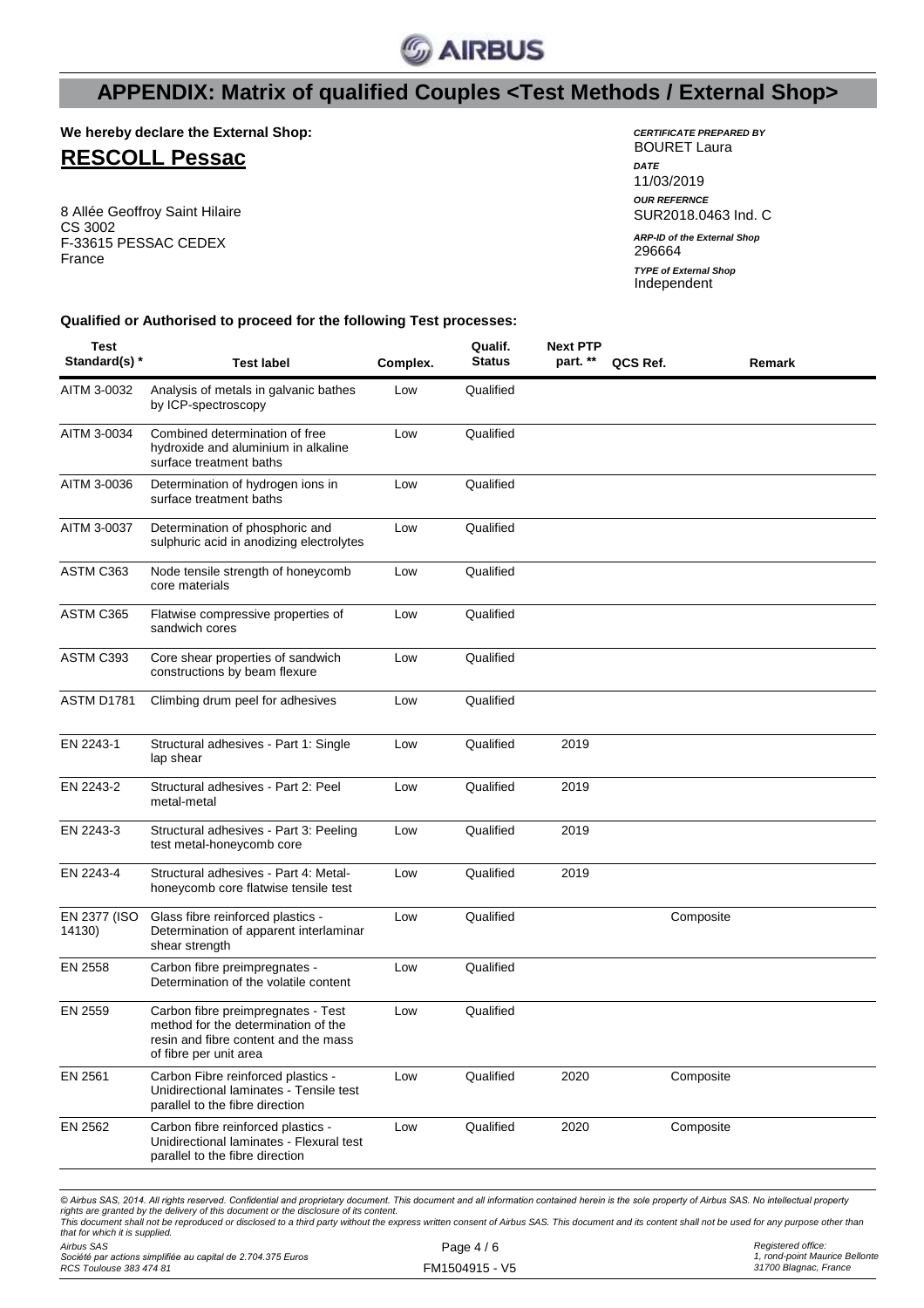# APPENDIX: Matrix of qualified Couples <Test Methods / External Shop>

**We hereby declare the External Shop:**

## RESCOLL Pessac

8 Allée Geoffroy Saint Hilaire
CS 3002
F-33615 PESSAC CEDEX
France

***CERTIFICATE PREPARED BY***
BOURET Laura

***DATE***
11/03/2019

***OUR REFERNCE***
SUR2018.0463 Ind. C

***ARP-ID of the External Shop***
296664

***TYPE of External Shop***
Independent

**Qualified or Authorised to proceed for the following Test processes:**

| Test Standard(s) * | Test label | Complex. | Qualif. Status | Next PTP part. ** | QCS Ref. | Remark |
|---|---|---|---|---|---|---|
| AITM 3-0032 | Analysis of metals in galvanic bathes by ICP-spectroscopy | Low | Qualified | | | |
| AITM 3-0034 | Combined determination of free hydroxide and aluminium in alkaline surface treatment baths | Low | Qualified | | | |
| AITM 3-0036 | Determination of hydrogen ions in surface treatment baths | Low | Qualified | | | |
| AITM 3-0037 | Determination of phosphoric and sulphuric acid in anodizing electrolytes | Low | Qualified | | | |
| ASTM C363 | Node tensile strength of honeycomb core materials | Low | Qualified | | | |
| ASTM C365 | Flatwise compressive properties of sandwich cores | Low | Qualified | | | |
| ASTM C393 | Core shear properties of sandwich constructions by beam flexure | Low | Qualified | | | |
| ASTM D1781 | Climbing drum peel for adhesives | Low | Qualified | | | |
| EN 2243-1 | Structural adhesives - Part 1: Single lap shear | Low | Qualified | 2019 | | |
| EN 2243-2 | Structural adhesives - Part 2: Peel metal-metal | Low | Qualified | 2019 | | |
| EN 2243-3 | Structural adhesives - Part 3: Peeling test metal-honeycomb core | Low | Qualified | 2019 | | |
| EN 2243-4 | Structural adhesives - Part 4: Metal-honeycomb core flatwise tensile test | Low | Qualified | 2019 | | |
| EN 2377 (ISO 14130) | Glass fibre reinforced plastics - Determination of apparent interlaminar shear strength | Low | Qualified | | Composite | |
| EN 2558 | Carbon fibre preimpregnates - Determination of the volatile content | Low | Qualified | | | |
| EN 2559 | Carbon fibre preimpregnates - Test method for the determination of the resin and fibre content and the mass of fibre per unit area | Low | Qualified | | | |
| EN 2561 | Carbon Fibre reinforced plastics - Unidirectional laminates - Tensile test parallel to the fibre direction | Low | Qualified | 2020 | Composite | |
| EN 2562 | Carbon fibre reinforced plastics - Unidirectional laminates - Flexural test parallel to the fibre direction | Low | Qualified | 2020 | Composite | |

*© Airbus SAS, 2014. All rights reserved. Confidential and proprietary document. This document and all information contained herein is the sole property of Airbus SAS. No intellectual property rights are granted by the delivery of this document or the disclosure of its content.*
*This document shall not be reproduced or disclosed to a third party without the express written consent of Airbus SAS. This document and its content shall not be used for any purpose other than that for which it is supplied.*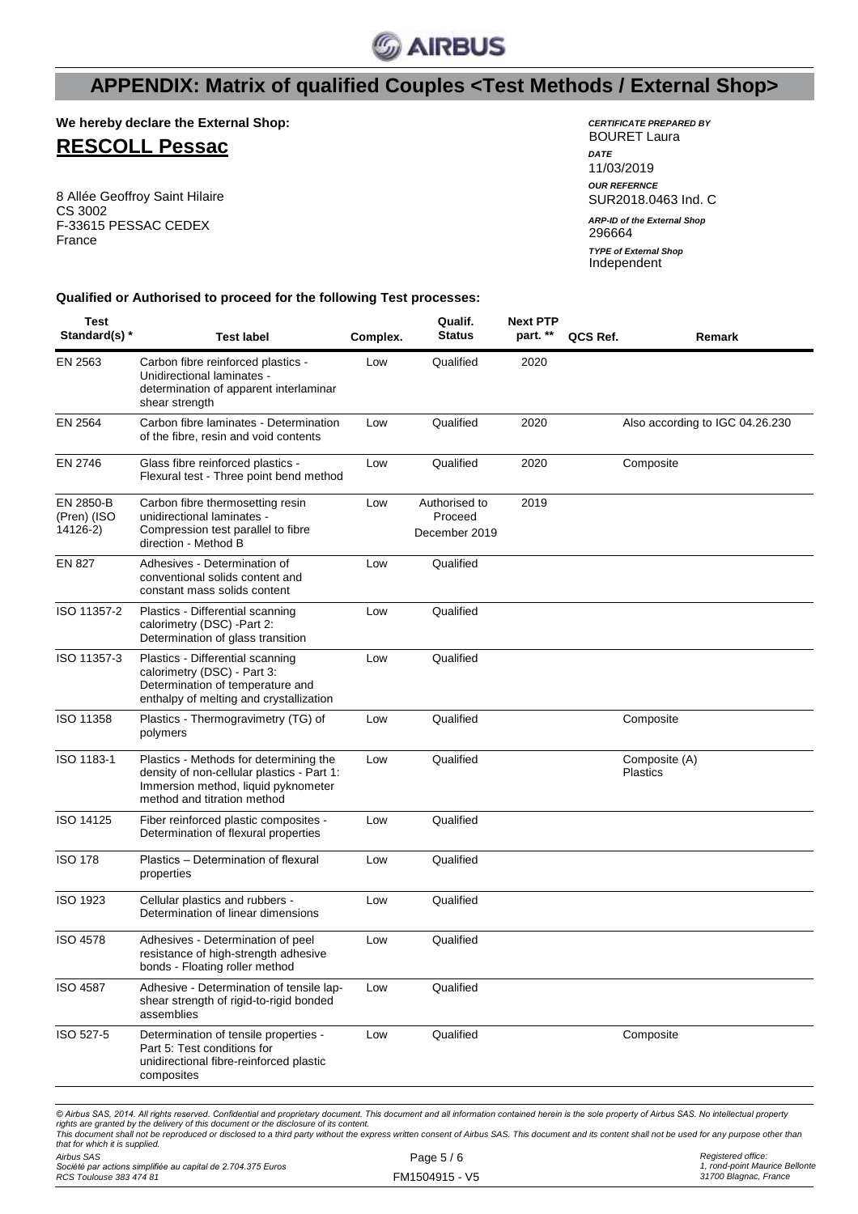## APPENDIX: Matrix of qualified Couples <Test Methods / External Shop>

**We hereby declare the External Shop:**

**RESCOLL Pessac**

8 Allée Geoffroy Saint Hilaire
CS 3002
F-33615 PESSAC CEDEX
France

***CERTIFICATE PREPARED BY***
BOURET Laura

***DATE***
11/03/2019

***OUR REFERNCE***
SUR2018.0463 Ind. C

***ARP-ID of the External Shop***
296664

***TYPE of External Shop***
Independent

**Qualified or Authorised to proceed for the following Test processes:**

| Test Standard(s) * | Test label | Complex. | Qualif. Status | Next PTP part. ** | QCS Ref. | Remark |
|---|---|---|---|---|---|---|
| EN 2563 | Carbon fibre reinforced plastics - Unidirectional laminates - determination of apparent interlaminar shear strength | Low | Qualified | 2020 | | |
| EN 2564 | Carbon fibre laminates - Determination of the fibre, resin and void contents | Low | Qualified | 2020 | | Also according to IGC 04.26.230 |
| EN 2746 | Glass fibre reinforced plastics - Flexural test - Three point bend method | Low | Qualified | 2020 | | Composite |
| EN 2850-B (Pren) (ISO 14126-2) | Carbon fibre thermosetting resin unidirectional laminates - Compression test parallel to fibre direction - Method B | Low | Authorised to Proceed December 2019 | 2019 | | |
| EN 827 | Adhesives - Determination of conventional solids content and constant mass solids content | Low | Qualified | | | |
| ISO 11357-2 | Plastics - Differential scanning calorimetry (DSC) -Part 2: Determination of glass transition | Low | Qualified | | | |
| ISO 11357-3 | Plastics - Differential scanning calorimetry (DSC) - Part 3: Determination of temperature and enthalpy of melting and crystallization | Low | Qualified | | | |
| ISO 11358 | Plastics - Thermogravimetry (TG) of polymers | Low | Qualified | | | Composite |
| ISO 1183-1 | Plastics - Methods for determining the density of non-cellular plastics - Part 1: Immersion method, liquid pyknometer method and titration method | Low | Qualified | | | Composite (A) Plastics |
| ISO 14125 | Fiber reinforced plastic composites - Determination of flexural properties | Low | Qualified | | | |
| ISO 178 | Plastics – Determination of flexural properties | Low | Qualified | | | |
| ISO 1923 | Cellular plastics and rubbers - Determination of linear dimensions | Low | Qualified | | | |
| ISO 4578 | Adhesives - Determination of peel resistance of high-strength adhesive bonds - Floating roller method | Low | Qualified | | | |
| ISO 4587 | Adhesive - Determination of tensile lap-shear strength of rigid-to-rigid bonded assemblies | Low | Qualified | | | |
| ISO 527-5 | Determination of tensile properties - Part 5: Test conditions for unidirectional fibre-reinforced plastic composites | Low | Qualified | | | Composite |

*© Airbus SAS, 2014. All rights reserved. Confidential and proprietary document. This document and all information contained herein is the sole property of Airbus SAS. No intellectual property rights are granted by the delivery of this document or the disclosure of its content. This document shall not be reproduced or disclosed to a third party without the express written consent of Airbus SAS. This document and its content shall not be used for any purpose other than that for which it is supplied.*

*Airbus SAS*
*Société par actions simplifiée au capital de 2.704.375 Euros*
*RCS Toulouse 383 474 81*

FM1504915 - V5

*Registered office:*
*1, rond-point Maurice Bellonte*
*31700 Blagnac, France*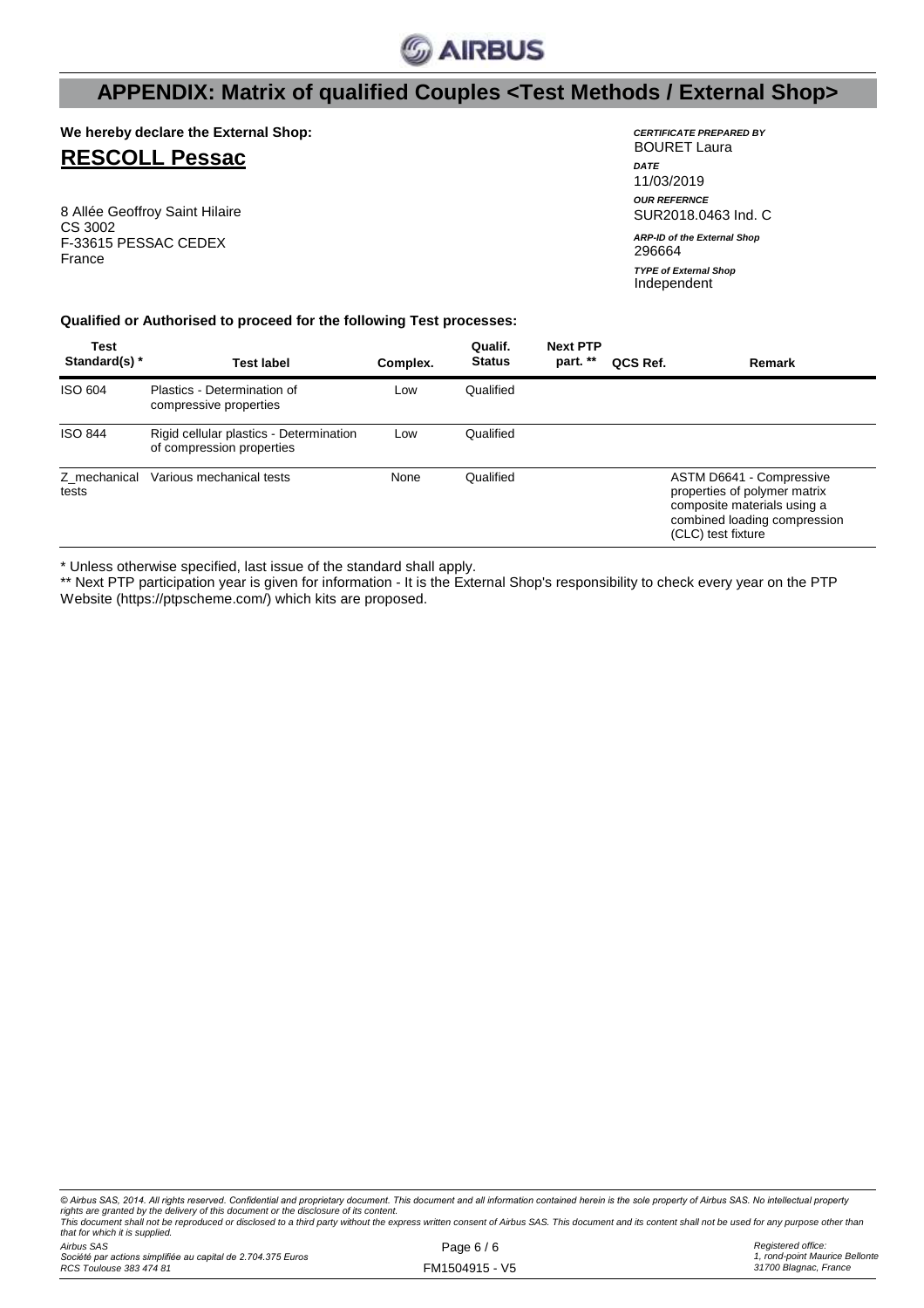# APPENDIX: Matrix of qualified Couples <Test Methods / External Shop>

**We hereby declare the External Shop:**

## RESCOLL Pessac

8 Allée Geoffroy Saint Hilaire
CS 3002
F-33615 PESSAC CEDEX
France

***CERTIFICATE PREPARED BY***
BOURET Laura

***DATE***
11/03/2019

***OUR REFERNCE***
SUR2018.0463 Ind. C

***ARP-ID of the External Shop***
296664

***TYPE of External Shop***
Independent

**Qualified or Authorised to proceed for the following Test processes:**

| Test Standard(s) * | Test label | Complex. | Qualif. Status | Next PTP part. ** | QCS Ref. | Remark |
|---|---|---|---|---|---|---|
| ISO 604 | Plastics - Determination of compressive properties | Low | Qualified | | | |
| ISO 844 | Rigid cellular plastics - Determination of compression properties | Low | Qualified | | | |
| Z_mechanical tests | Various mechanical tests | None | Qualified | | | ASTM D6641 - Compressive properties of polymer matrix composite materials using a combined loading compression (CLC) test fixture |

\* Unless otherwise specified, last issue of the standard shall apply.

\*\* Next PTP participation year is given for information - It is the External Shop's responsibility to check every year on the PTP Website (https://ptpscheme.com/) which kits are proposed.